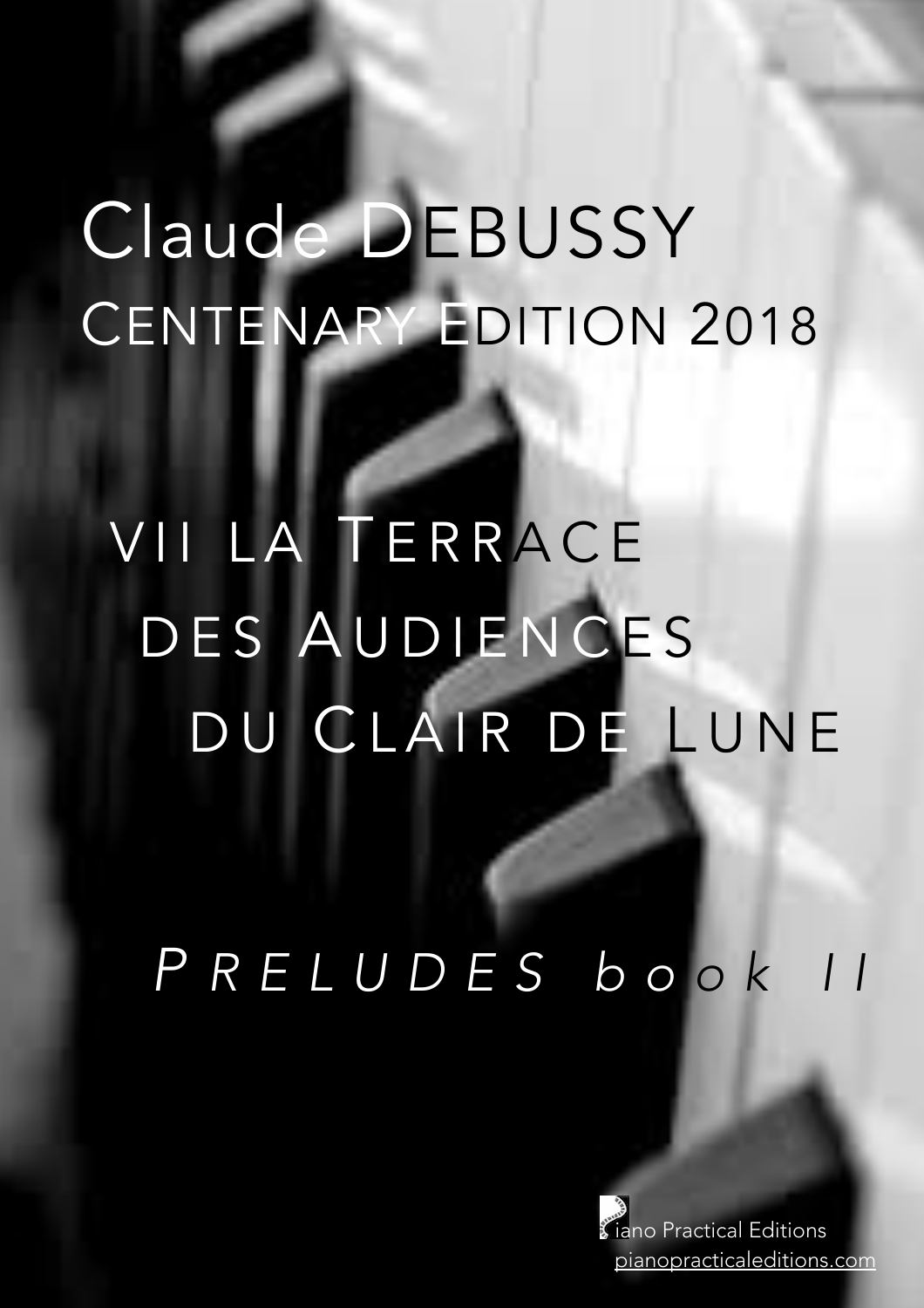# Claude DEBUSSY

## CENTENARY EDITION 2018

# VII LA TERRACE DES AUDIENCES DU CLAIR DE LUNE

*PRELUDES book II*

Piano Practical Editions
pianopracticaleditions.com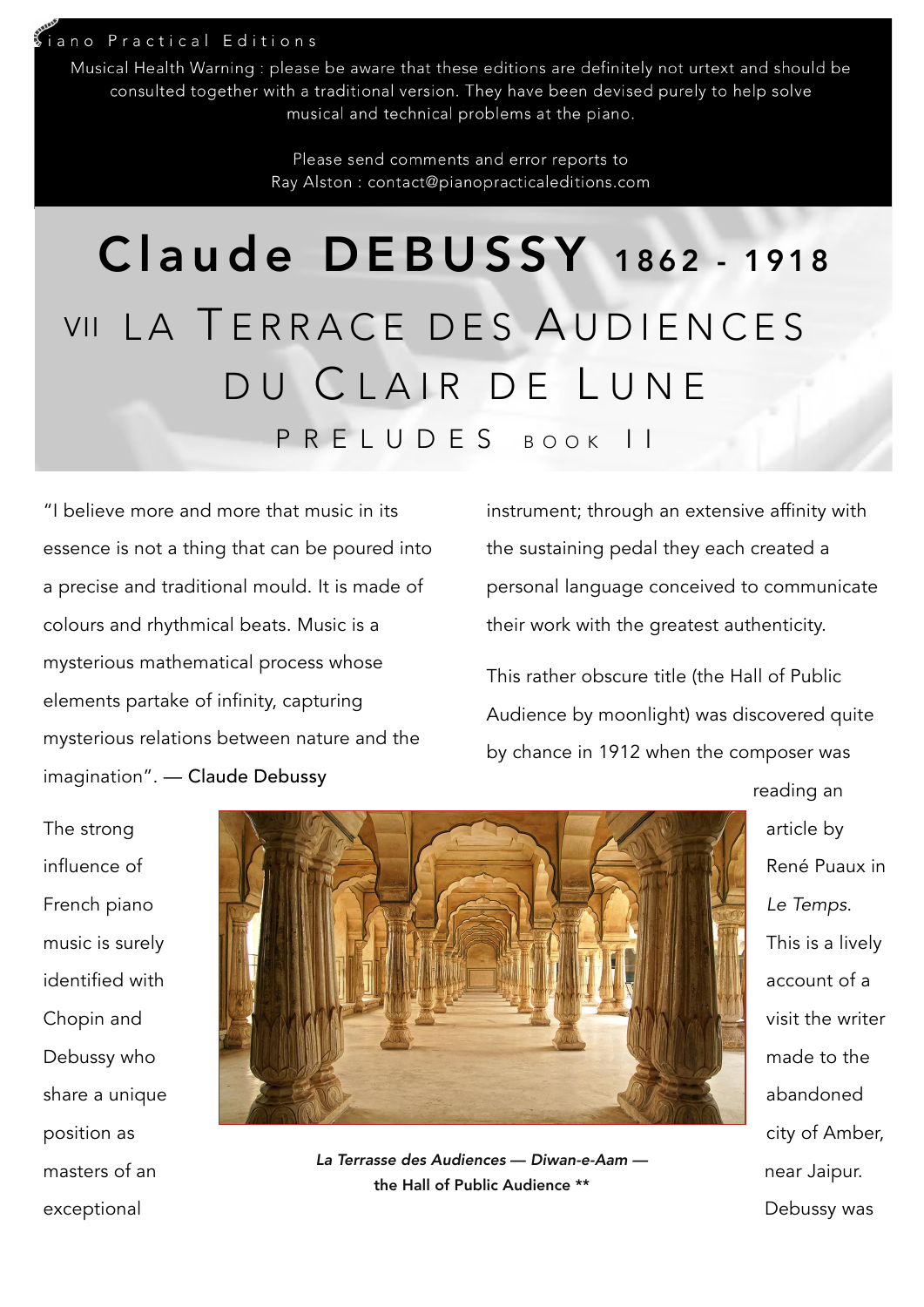Piano Practical Editions

Musical Health Warning : please be aware that these editions are definitely not urtext and should be consulted together with a traditional version. They have been devised purely to help solve musical and technical problems at the piano.

Please send comments and error reports to
Ray Alston : contact@pianopracticaleditions.com

# Claude DEBUSSY 1862 - 1918

## VII LA TERRACE DES AUDIENCES DU CLAIR DE LUNE

### PRELUDES BOOK II

"I believe more and more that music in its essence is not a thing that can be poured into a precise and traditional mould. It is made of colours and rhythmical beats. Music is a mysterious mathematical process whose elements partake of infinity, capturing mysterious relations between nature and the imagination". — Claude Debussy

The strong influence of French piano music is surely identified with Chopin and Debussy who share a unique position as masters of an exceptional instrument; through an extensive affinity with the sustaining pedal they each created a personal language conceived to communicate their work with the greatest authenticity.

This rather obscure title (the Hall of Public Audience by moonlight) was discovered quite by chance in 1912 when the composer was reading an article by René Puaux in *Le Temps*. This is a lively account of a visit the writer made to the abandoned city of Amber, near Jaipur. Debussy was

*La Terrasse des Audiences — Diwan-e-Aam —* **the Hall of Public Audience \*\***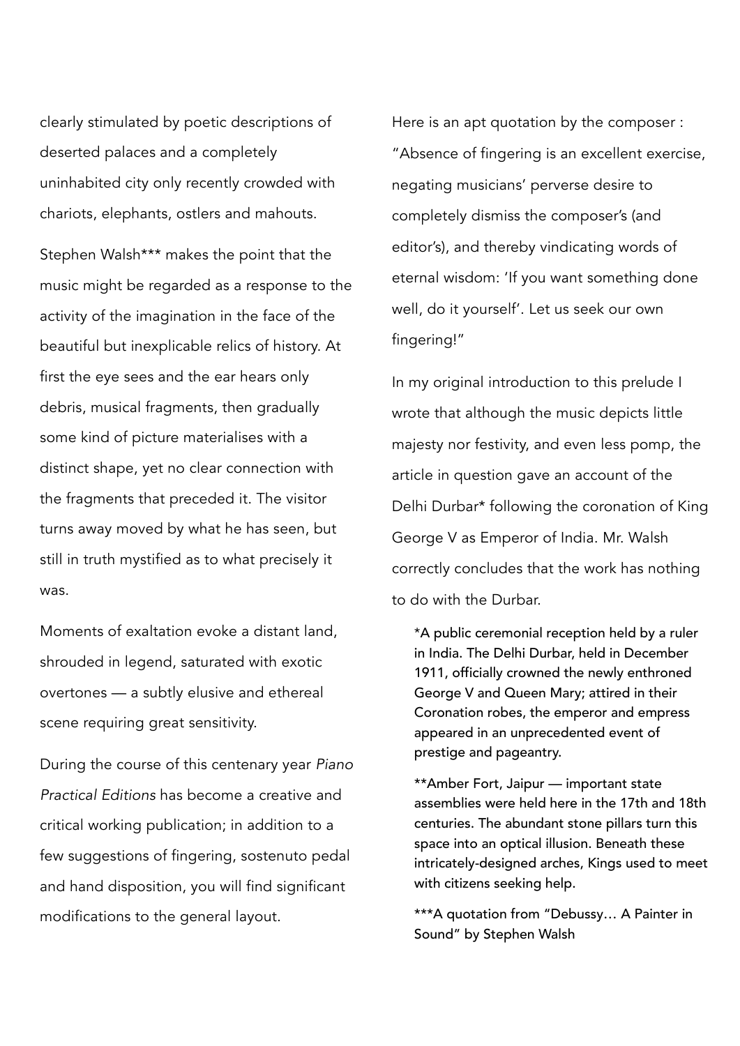clearly stimulated by poetic descriptions of deserted palaces and a completely uninhabited city only recently crowded with chariots, elephants, ostlers and mahouts.

Stephen Walsh*** makes the point that the music might be regarded as a response to the activity of the imagination in the face of the beautiful but inexplicable relics of history. At first the eye sees and the ear hears only debris, musical fragments, then gradually some kind of picture materialises with a distinct shape, yet no clear connection with the fragments that preceded it. The visitor turns away moved by what he has seen, but still in truth mystified as to what precisely it was.

Moments of exaltation evoke a distant land, shrouded in legend, saturated with exotic overtones — a subtly elusive and ethereal scene requiring great sensitivity.

During the course of this centenary year *Piano Practical Editions* has become a creative and critical working publication; in addition to a few suggestions of fingering, sostenuto pedal and hand disposition, you will find significant modifications to the general layout.

Here is an apt quotation by the composer : "Absence of fingering is an excellent exercise, negating musicians' perverse desire to completely dismiss the composer's (and editor's), and thereby vindicating words of eternal wisdom: 'If you want something done well, do it yourself'. Let us seek our own fingering!"

In my original introduction to this prelude I wrote that although the music depicts little majesty nor festivity, and even less pomp, the article in question gave an account of the Delhi Durbar* following the coronation of King George V as Emperor of India. Mr. Walsh correctly concludes that the work has nothing to do with the Durbar.

*A public ceremonial reception held by a ruler in India. The Delhi Durbar, held in December 1911, officially crowned the newly enthroned George V and Queen Mary; attired in their Coronation robes, the emperor and empress appeared in an unprecedented event of prestige and pageantry.

**Amber Fort, Jaipur — important state assemblies were held here in the 17th and 18th centuries. The abundant stone pillars turn this space into an optical illusion. Beneath these intricately-designed arches, Kings used to meet with citizens seeking help.

***A quotation from "Debussy… A Painter in Sound" by Stephen Walsh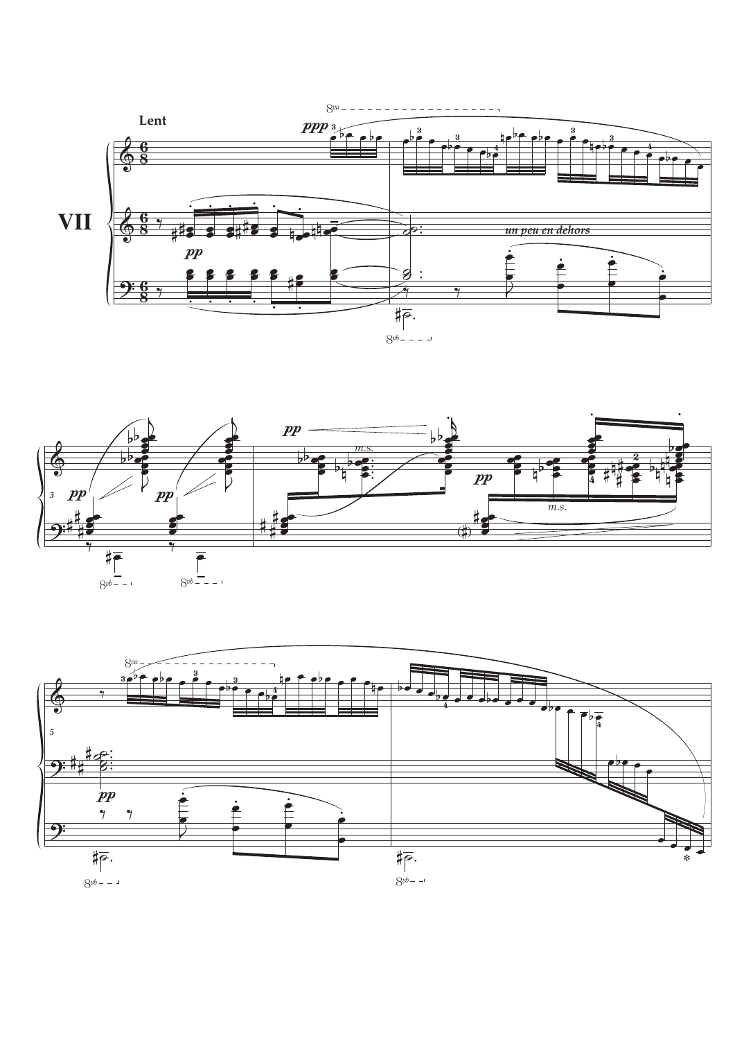## VII

**Lent**

*un peu en dehors*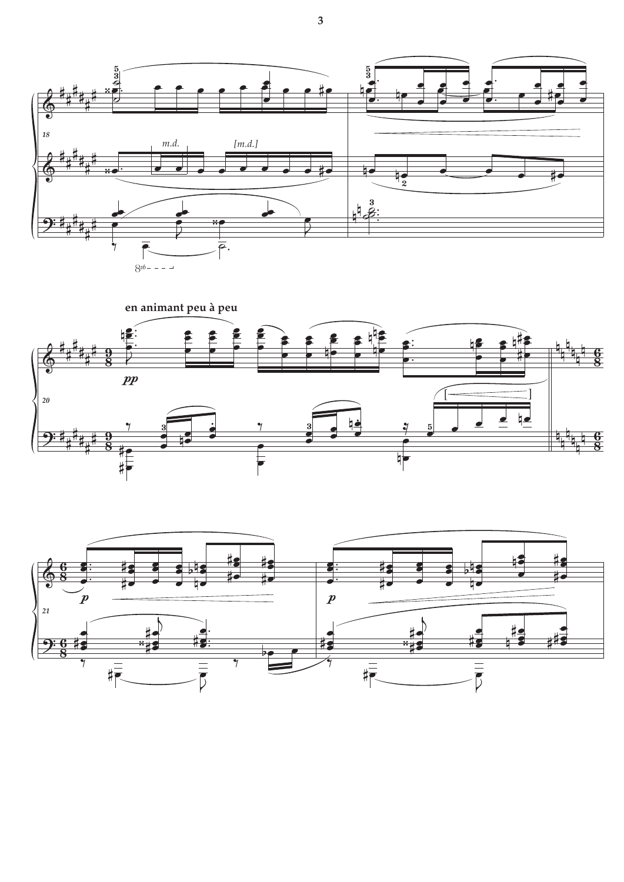en animant peu à peu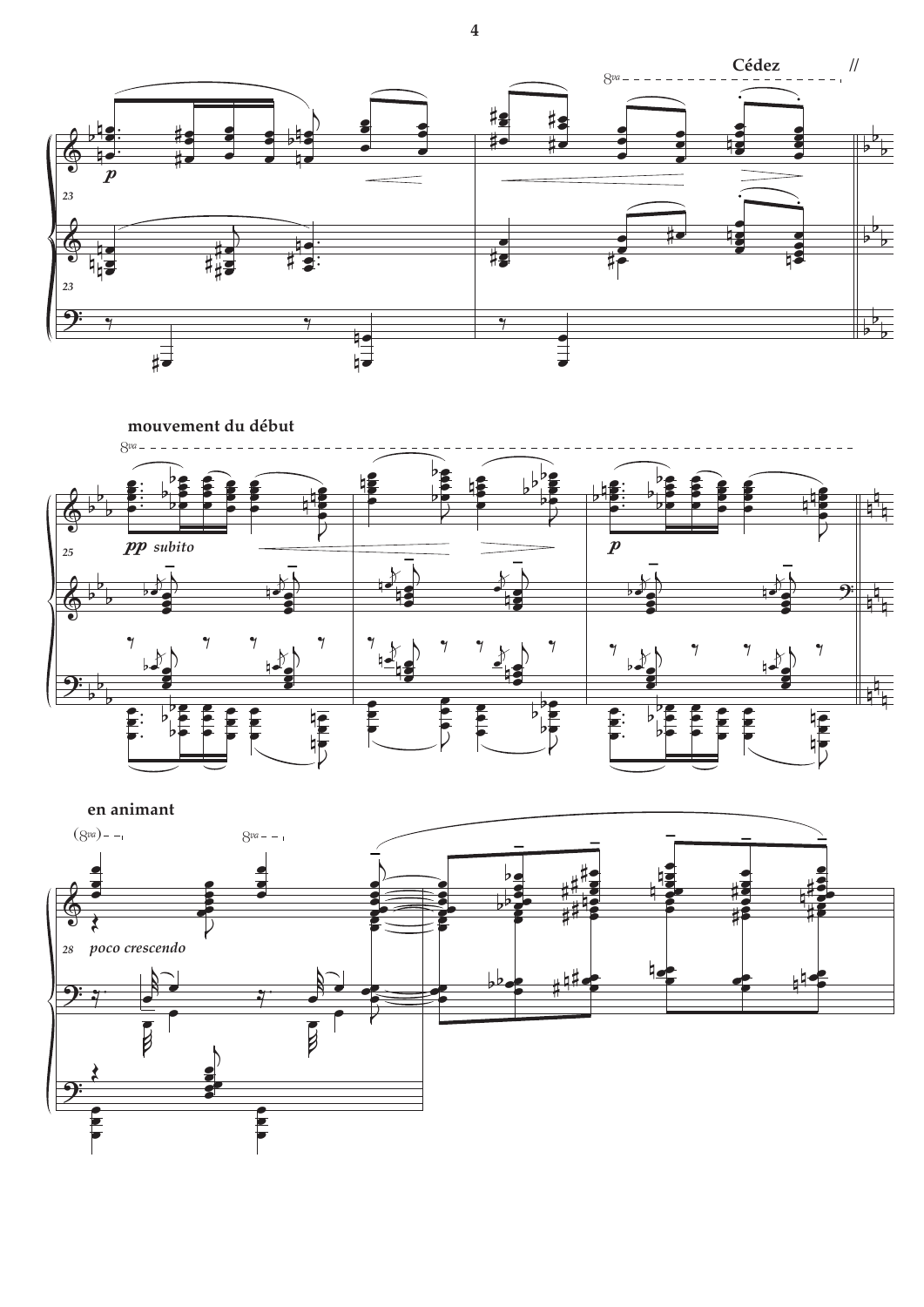Cédez

mouvement du début

*pp subito*

*p*

en animant

*poco crescendo*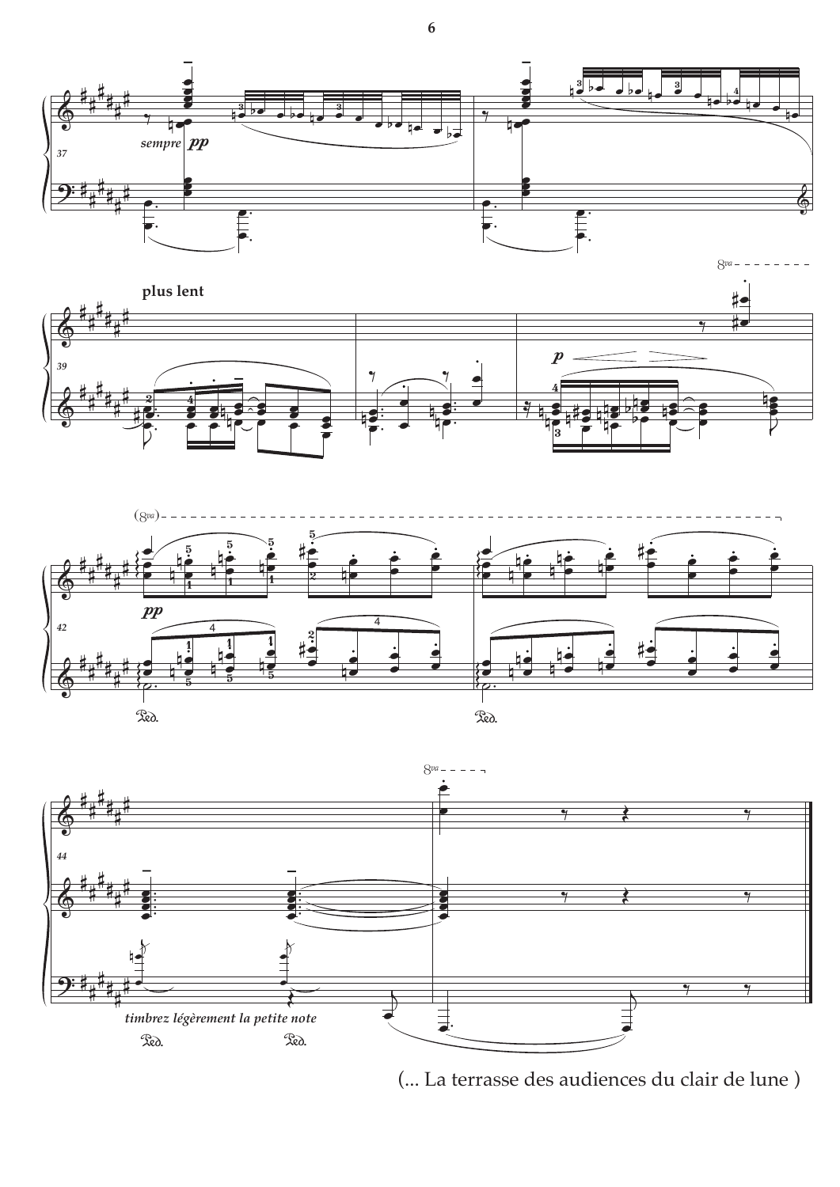(... La terrasse des audiences du clair de lune )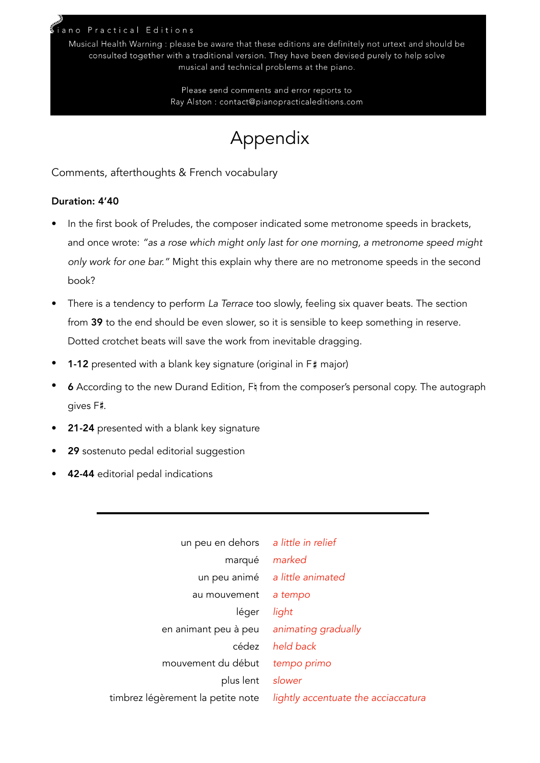Piano Practical Editions

Musical Health Warning : please be aware that these editions are definitely not urtext and should be consulted together with a traditional version. They have been devised purely to help solve musical and technical problems at the piano.

Please send comments and error reports to
Ray Alston : contact@pianopracticaleditions.com

# Appendix

Comments, afterthoughts & French vocabulary

**Duration: 4'40**

- In the first book of Preludes, the composer indicated some metronome speeds in brackets, and once wrote: *"as a rose which might only last for one morning, a metronome speed might only work for one bar."* Might this explain why there are no metronome speeds in the second book?
- There is a tendency to perform *La Terrace* too slowly, feeling six quaver beats. The section from **39** to the end should be even slower, so it is sensible to keep something in reserve. Dotted crotchet beats will save the work from inevitable dragging.
- **1-12** presented with a blank key signature (original in F♯ major)
- **6** According to the new Durand Edition, F♮ from the composer's personal copy. The autograph gives F♯.
- **21-24** presented with a blank key signature
- **29** sostenuto pedal editorial suggestion
- **42-44** editorial pedal indications

---

| | |
|---|---|
| un peu en dehors | *a little in relief* |
| marqué | *marked* |
| un peu animé | *a little animated* |
| au mouvement | *a tempo* |
| léger | *light* |
| en animant peu à peu | *animating gradually* |
| cédez | *held back* |
| mouvement du début | *tempo primo* |
| plus lent | *slower* |
| timbrez légèrement la petite note | *lightly accentuate the acciaccatura* |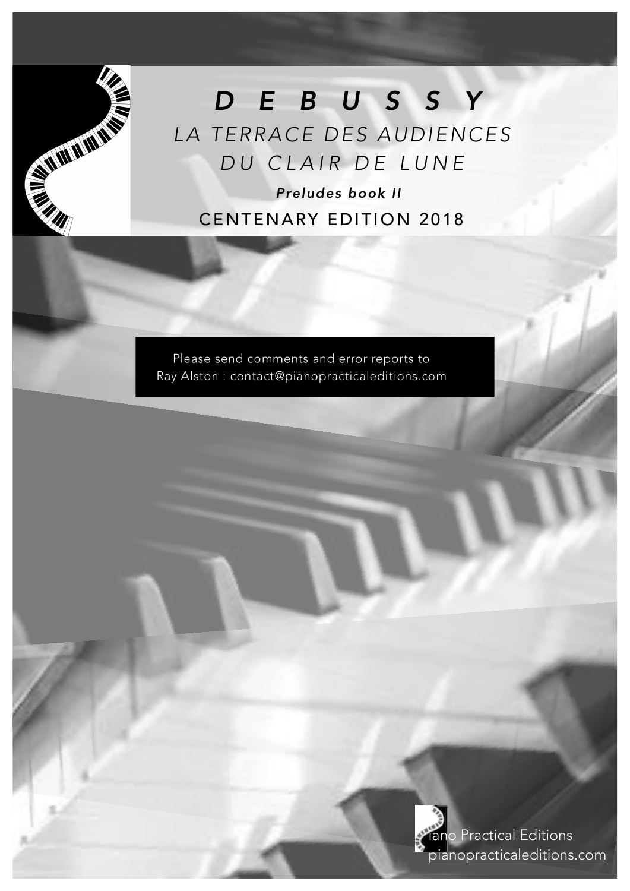# D E B U S S Y

## LA TERRACE DES AUDIENCES DU CLAIR DE LUNE

***Preludes book II***

CENTENARY EDITION 2018

Please send comments and error reports to
Ray Alston : contact@pianopracticaleditions.com

Piano Practical Editions
pianopracticaleditions.com